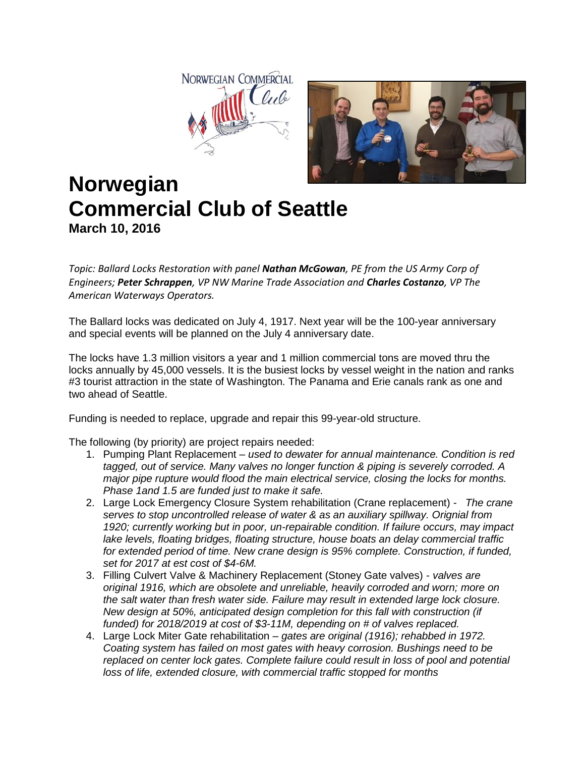# Norwegian Commercial Club of Seattle

**March 10, 2016**

*Topic: Ballard Locks Restoration with panel **Nathan McGowan**, PE from the US Army Corp of Engineers; **Peter Schrappen**, VP NW Marine Trade Association and **Charles Costanzo**, VP The American Waterways Operators.*

The Ballard locks was dedicated on July 4, 1917. Next year will be the 100-year anniversary and special events will be planned on the July 4 anniversary date.

The locks have 1.3 million visitors a year and 1 million commercial tons are moved thru the locks annually by 45,000 vessels. It is the busiest locks by vessel weight in the nation and ranks #3 tourist attraction in the state of Washington. The Panama and Erie canals rank as one and two ahead of Seattle.

Funding is needed to replace, upgrade and repair this 99-year-old structure.

The following (by priority) are project repairs needed:

1. Pumping Plant Replacement – *used to dewater for annual maintenance. Condition is red tagged, out of service. Many valves no longer function & piping is severely corroded. A major pipe rupture would flood the main electrical service, closing the locks for months. Phase 1and 1.5 are funded just to make it safe.*
2. Large Lock Emergency Closure System rehabilitation (Crane replacement) - *The crane serves to stop uncontrolled release of water & as an auxiliary spillway. Orignial from 1920; currently working but in poor, un-repairable condition. If failure occurs, may impact lake levels, floating bridges, floating structure, house boats an delay commercial traffic for extended period of time. New crane design is 95% complete. Construction, if funded, set for 2017 at est cost of $4-6M.*
3. Filling Culvert Valve & Machinery Replacement (Stoney Gate valves) - *valves are original 1916, which are obsolete and unreliable, heavily corroded and worn; more on the salt water than fresh water side. Failure may result in extended large lock closure. New design at 50%, anticipated design completion for this fall with construction (if funded) for 2018/2019 at cost of $3-11M, depending on # of valves replaced.*
4. Large Lock Miter Gate rehabilitation – *gates are original (1916); rehabbed in 1972. Coating system has failed on most gates with heavy corrosion. Bushings need to be replaced on center lock gates. Complete failure could result in loss of pool and potential loss of life, extended closure, with commercial traffic stopped for months*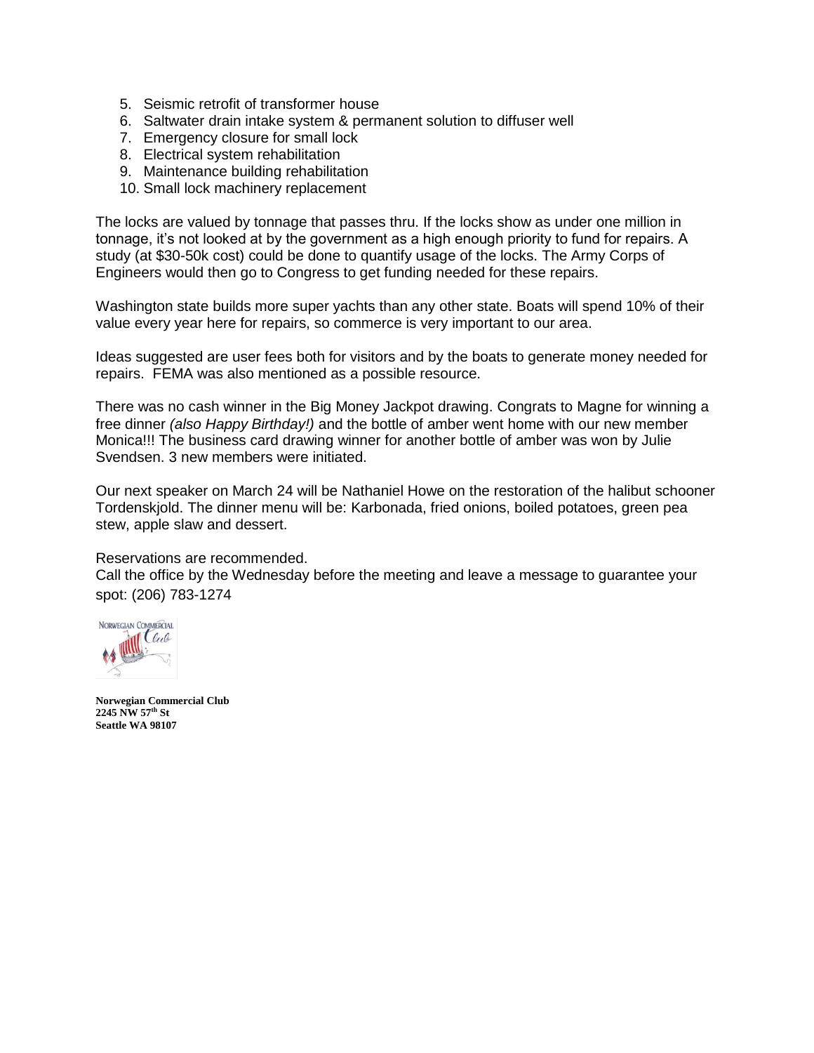5. Seismic retrofit of transformer house
6. Saltwater drain intake system & permanent solution to diffuser well
7. Emergency closure for small lock
8. Electrical system rehabilitation
9. Maintenance building rehabilitation
10. Small lock machinery replacement

The locks are valued by tonnage that passes thru. If the locks show as under one million in tonnage, it's not looked at by the government as a high enough priority to fund for repairs. A study (at $30-50k cost) could be done to quantify usage of the locks. The Army Corps of Engineers would then go to Congress to get funding needed for these repairs.

Washington state builds more super yachts than any other state. Boats will spend 10% of their value every year here for repairs, so commerce is very important to our area.

Ideas suggested are user fees both for visitors and by the boats to generate money needed for repairs. FEMA was also mentioned as a possible resource.

There was no cash winner in the Big Money Jackpot drawing. Congrats to Magne for winning a free dinner *(also Happy Birthday!)* and the bottle of amber went home with our new member Monica!!! The business card drawing winner for another bottle of amber was won by Julie Svendsen. 3 new members were initiated.

Our next speaker on March 24 will be Nathaniel Howe on the restoration of the halibut schooner Tordenskjold. The dinner menu will be: Karbonada, fried onions, boiled potatoes, green pea stew, apple slaw and dessert.

Reservations are recommended.
Call the office by the Wednesday before the meeting and leave a message to guarantee your spot: (206) 783-1274

**Norwegian Commercial Club**
**2245 NW 57th St**
**Seattle WA 98107**